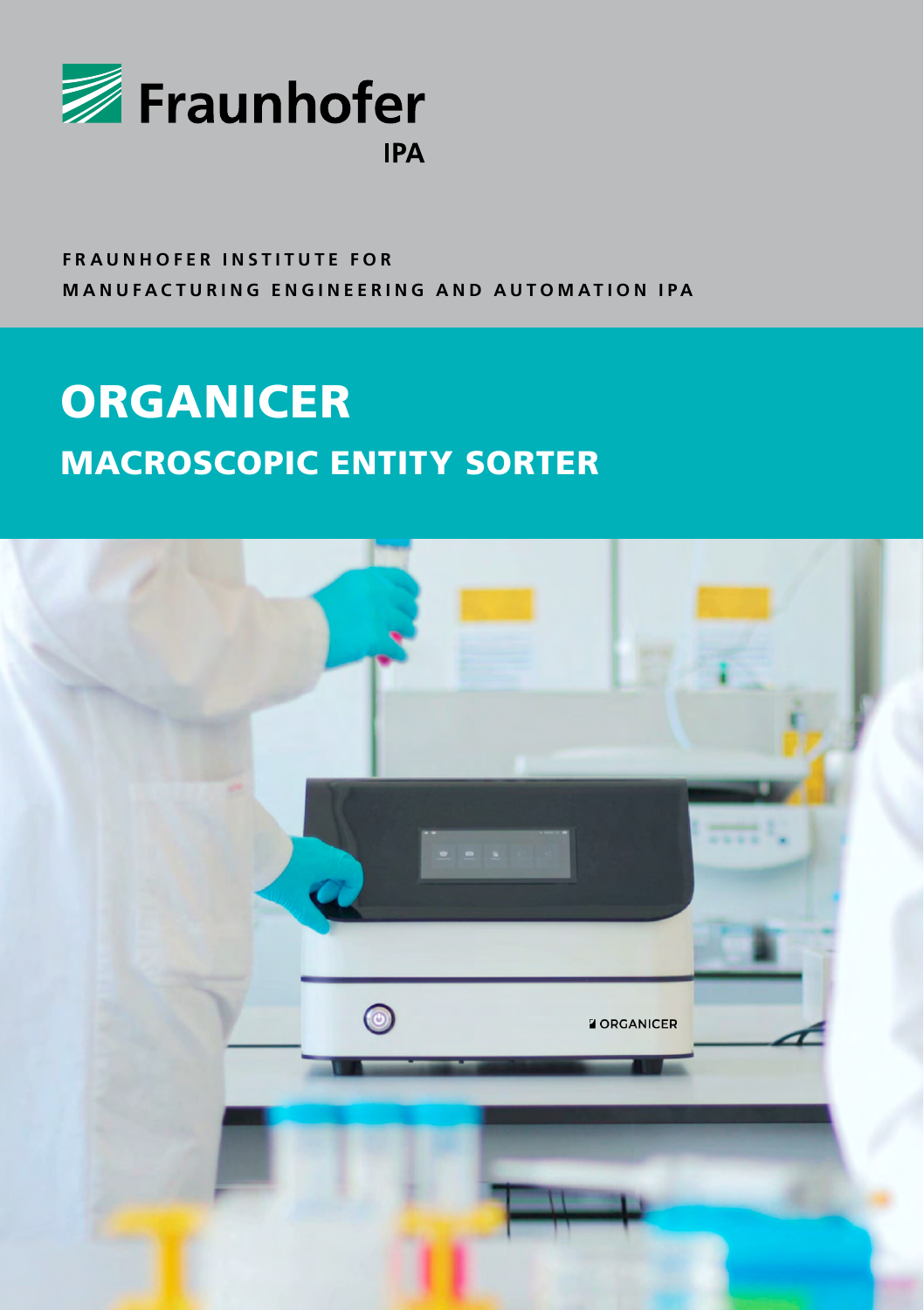Fraunhofer

IPA

**FRAUNHOFER INSTITUTE FOR MANUFACTURING ENGINEERING AND AUTOMATION IPA**

# ORGANICER

## MACROSCOPIC ENTITY SORTER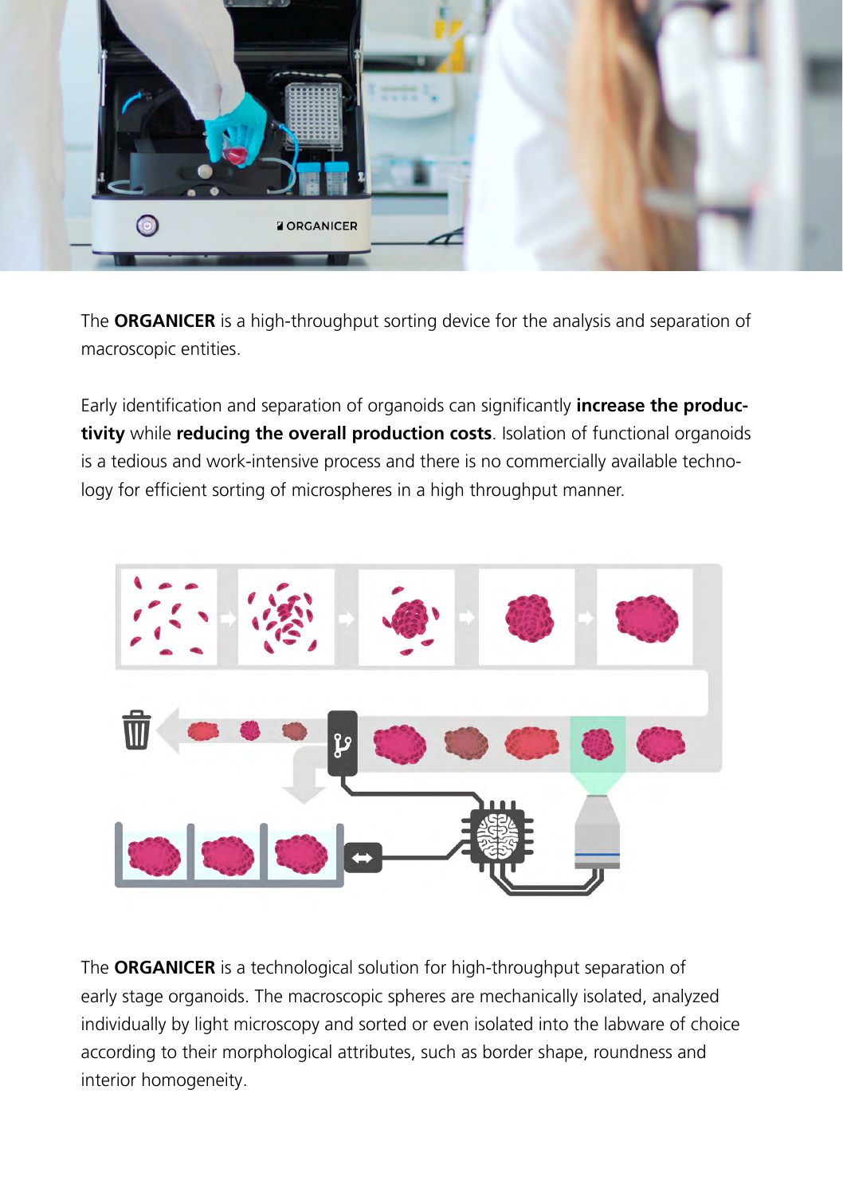The **ORGANICER** is a high-throughput sorting device for the analysis and separation of macroscopic entities.

Early identification and separation of organoids can significantly **increase the productivity** while **reducing the overall production costs**. Isolation of functional organoids is a tedious and work-intensive process and there is no commercially available technology for efficient sorting of microspheres in a high throughput manner.

The **ORGANICER** is a technological solution for high-throughput separation of early stage organoids. The macroscopic spheres are mechanically isolated, analyzed individually by light microscopy and sorted or even isolated into the labware of choice according to their morphological attributes, such as border shape, roundness and interior homogeneity.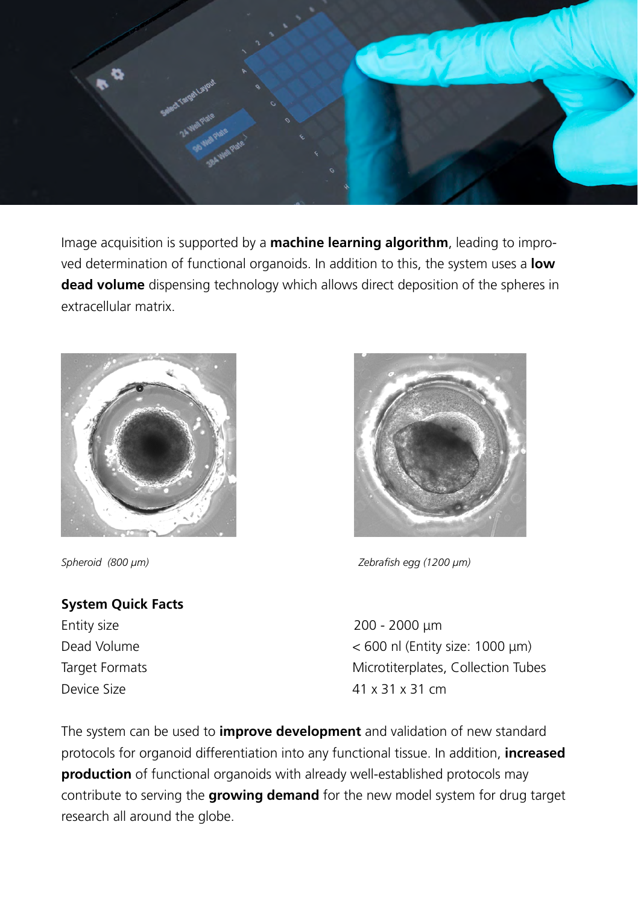Image acquisition is supported by a **machine learning algorithm**, leading to improved determination of functional organoids. In addition to this, the system uses a **low dead volume** dispensing technology which allows direct deposition of the spheres in extracellular matrix.

*Spheroid (800 µm)*

*Zebrafish egg (1200 µm)*

**System Quick Facts**

| | |
|---|---|
| Entity size | 200 - 2000 µm |
| Dead Volume | < 600 nl (Entity size: 1000 µm) |
| Target Formats | Microtiterplates, Collection Tubes |
| Device Size | 41 x 31 x 31 cm |

The system can be used to **improve development** and validation of new standard protocols for organoid differentiation into any functional tissue. In addition, **increased production** of functional organoids with already well-established protocols may contribute to serving the **growing demand** for the new model system for drug target research all around the globe.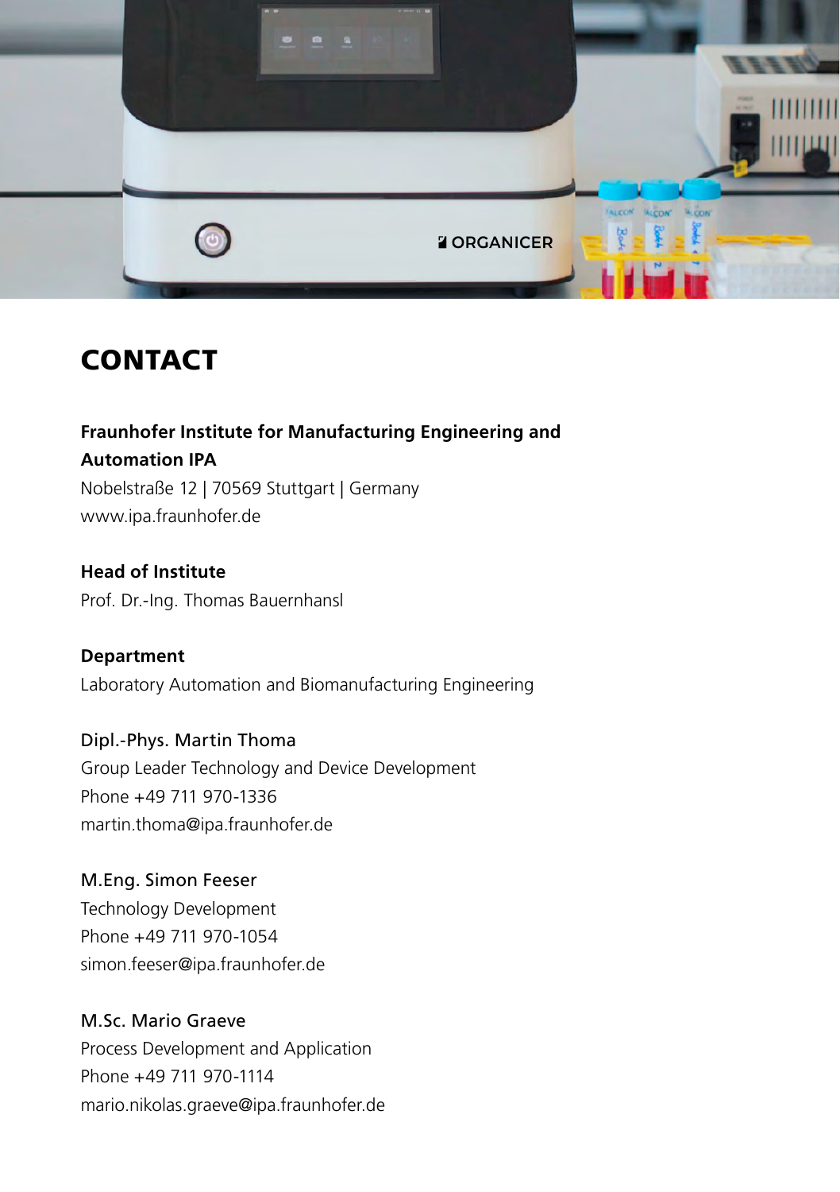# CONTACT

**Fraunhofer Institute for Manufacturing Engineering and Automation IPA**
Nobelstraße 12 | 70569 Stuttgart | Germany
www.ipa.fraunhofer.de

**Head of Institute**
Prof. Dr.-Ing. Thomas Bauernhansl

**Department**
Laboratory Automation and Biomanufacturing Engineering

Dipl.-Phys. Martin Thoma
Group Leader Technology and Device Development
Phone +49 711 970-1336
martin.thoma@ipa.fraunhofer.de

M.Eng. Simon Feeser
Technology Development
Phone +49 711 970-1054
simon.feeser@ipa.fraunhofer.de

M.Sc. Mario Graeve
Process Development and Application
Phone +49 711 970-1114
mario.nikolas.graeve@ipa.fraunhofer.de